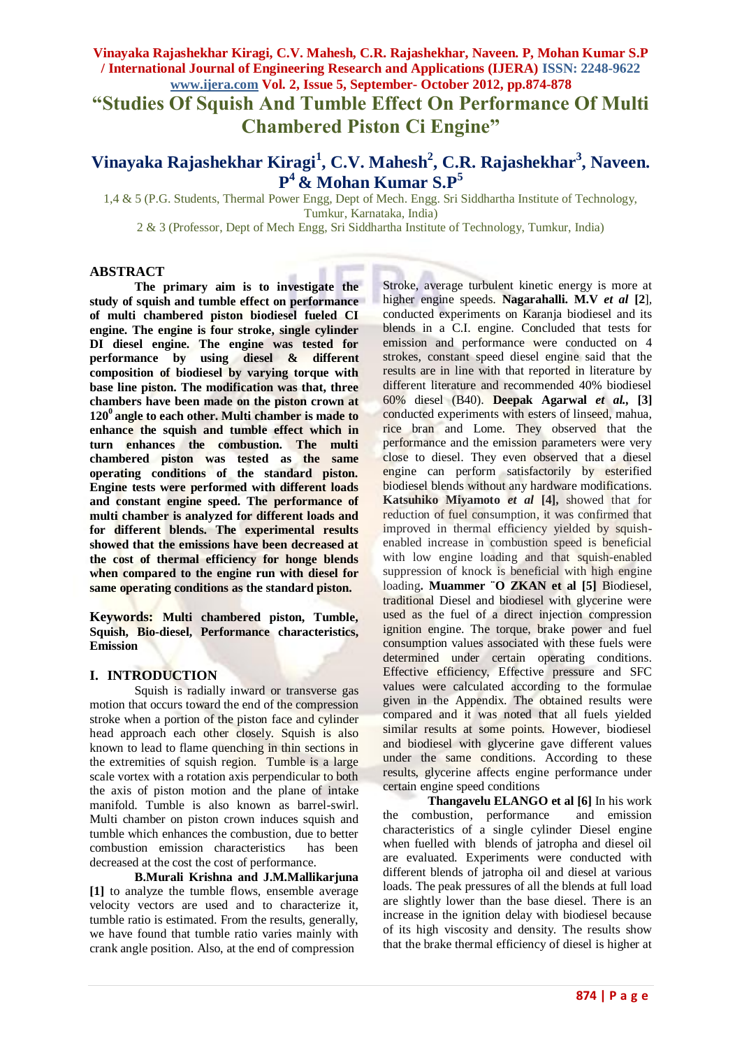# "Studies Of Squish And Tumble Effect On Performance Of Multi Chambered Piston Ci Engine"

## Vinayaka Rajashekhar Kiragi[1], C.V. Mahesh[2], C.R. Rajashekhar[3], Naveen. P[4] & Mohan Kumar S.P[5]

1,4 & 5 (P.G. Students, Thermal Power Engg, Dept of Mech. Engg. Sri Siddhartha Institute of Technology, Tumkur, Karnataka, India)

2 & 3 (Professor, Dept of Mech Engg, Sri Siddhartha Institute of Technology, Tumkur, India)

## ABSTRACT

**The primary aim is to investigate the study of squish and tumble effect on performance of multi chambered piston biodiesel fueled CI engine. The engine is four stroke, single cylinder DI diesel engine. The engine was tested for performance by using diesel & different composition of biodiesel by varying torque with base line piston. The modification was that, three chambers have been made on the piston crown at $120^0$ angle to each other. Multi chamber is made to enhance the squish and tumble effect which in turn enhances the combustion. The multi chambered piston was tested as the same operating conditions of the standard piston. Engine tests were performed with different loads and constant engine speed. The performance of multi chamber is analyzed for different loads and for different blends. The experimental results showed that the emissions have been decreased at the cost of thermal efficiency for honge blends when compared to the engine run with diesel for same operating conditions as the standard piston.**

**Keywords: Multi chambered piston, Tumble, Squish, Bio-diesel, Performance characteristics, Emission**

## I. INTRODUCTION

Squish is radially inward or transverse gas motion that occurs toward the end of the compression stroke when a portion of the piston face and cylinder head approach each other closely. Squish is also known to lead to flame quenching in thin sections in the extremities of squish region. Tumble is a large scale vortex with a rotation axis perpendicular to both the axis of piston motion and the plane of intake manifold. Tumble is also known as barrel-swirl. Multi chamber on piston crown induces squish and tumble which enhances the combustion, due to better combustion emission characteristics has been decreased at the cost the cost of performance.

**B.Murali Krishna and J.M.Mallikarjuna [1]** to analyze the tumble flows, ensemble average velocity vectors are used and to characterize it, tumble ratio is estimated. From the results, generally, we have found that tumble ratio varies mainly with crank angle position. Also, at the end of compression Stroke, average turbulent kinetic energy is more at higher engine speeds. **Nagarahalli. M.V *et al* [2]**, conducted experiments on Karanja biodiesel and its blends in a C.I. engine. Concluded that tests for emission and performance were conducted on 4 strokes, constant speed diesel engine said that the results are in line with that reported in literature by different literature and recommended 40% biodiesel 60% diesel (B40). **Deepak Agarwal *et al.*, [3]** conducted experiments with esters of linseed, mahua, rice bran and Lome. They observed that the performance and the emission parameters were very close to diesel. They even observed that a diesel engine can perform satisfactorily by esterified biodiesel blends without any hardware modifications. **Katsuhiko Miyamoto *et al* [4],** showed that for reduction of fuel consumption, it was confirmed that improved in thermal efficiency yielded by squish-enabled increase in combustion speed is beneficial with low engine loading and that squish-enabled suppression of knock is beneficial with high engine loading**. Muammer ¨O ZKAN et al [5]** Biodiesel, traditional Diesel and biodiesel with glycerine were used as the fuel of a direct injection compression ignition engine. The torque, brake power and fuel consumption values associated with these fuels were determined under certain operating conditions. Effective efficiency, Effective pressure and SFC values were calculated according to the formulae given in the Appendix. The obtained results were compared and it was noted that all fuels yielded similar results at some points. However, biodiesel and biodiesel with glycerine gave different values under the same conditions. According to these results, glycerine affects engine performance under certain engine speed conditions

**Thangavelu ELANGO et al [6]** In his work the combustion, performance and emission characteristics of a single cylinder Diesel engine when fuelled with blends of jatropha and diesel oil are evaluated. Experiments were conducted with different blends of jatropha oil and diesel at various loads. The peak pressures of all the blends at full load are slightly lower than the base diesel. There is an increase in the ignition delay with biodiesel because of its high viscosity and density. The results show that the brake thermal efficiency of diesel is higher at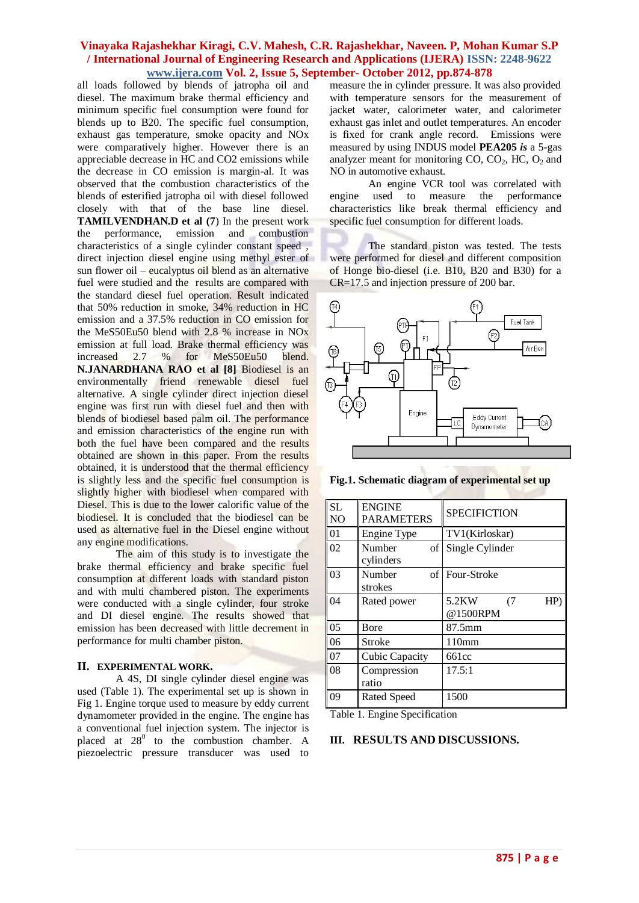all loads followed by blends of jatropha oil and diesel. The maximum brake thermal efficiency and minimum specific fuel consumption were found for blends up to B20. The specific fuel consumption, exhaust gas temperature, smoke opacity and NOx were comparatively higher. However there is an appreciable decrease in HC and CO2 emissions while the decrease in CO emission is margin-al. It was observed that the combustion characteristics of the blends of esterified jatropha oil with diesel followed closely with that of the base line diesel. **TAMILVENDHAN.D et al (7**) In the present work the performance, emission and combustion characteristics of a single cylinder constant speed , direct injection diesel engine using methyl ester of sun flower oil – eucalyptus oil blend as an alternative fuel were studied and the results are compared with the standard diesel fuel operation. Result indicated that 50% reduction in smoke, 34% reduction in HC emission and a 37.5% reduction in CO emission for the MeS50Eu50 blend with 2.8 % increase in NOx emission at full load. Brake thermal efficiency was increased 2.7 % for MeS50Eu50 blend. **N.JANARDHANA RAO et al [8]** Biodiesel is an environmentally friend renewable diesel fuel alternative. A single cylinder direct injection diesel engine was first run with diesel fuel and then with blends of biodiesel based palm oil. The performance and emission characteristics of the engine run with both the fuel have been compared and the results obtained are shown in this paper. From the results obtained, it is understood that the thermal efficiency is slightly less and the specific fuel consumption is slightly higher with biodiesel when compared with Diesel. This is due to the lower calorific value of the biodiesel. It is concluded that the biodiesel can be used as alternative fuel in the Diesel engine without any engine modifications.

The aim of this study is to investigate the brake thermal efficiency and brake specific fuel consumption at different loads with standard piston and with multi chambered piston. The experiments were conducted with a single cylinder, four stroke and DI diesel engine. The results showed that emission has been decreased with little decrement in performance for multi chamber piston.

## II. EXPERIMENTAL WORK.

A 4S, DI single cylinder diesel engine was used (Table 1). The experimental set up is shown in Fig 1. Engine torque used to measure by eddy current dynamometer provided in the engine. The engine has a conventional fuel injection system. The injector is placed at $28^0$ to the combustion chamber. A piezoelectric pressure transducer was used to measure the in cylinder pressure. It was also provided with temperature sensors for the measurement of jacket water, calorimeter water, and calorimeter exhaust gas inlet and outlet temperatures. An encoder is fixed for crank angle record. Emissions were measured by using INDUS model **PEA205** ***is*** a 5-gas analyzer meant for monitoring CO, $CO_2$, HC, $O_2$ and NO in automotive exhaust.

An engine VCR tool was correlated with engine used to measure the performance characteristics like break thermal efficiency and specific fuel consumption for different loads.

The standard piston was tested. The tests were performed for diesel and different composition of Honge bio-diesel (i.e. B10, B20 and B30) for a CR=17.5 and injection pressure of 200 bar.

**Fig.1. Schematic diagram of experimental set up**

| SL NO | ENGINE PARAMETERS | SPECIFICTION |
|---|---|---|
| 01 | Engine Type | TV1(Kirloskar) |
| 02 | Number of cylinders | Single Cylinder |
| 03 | Number of strokes | Four-Stroke |
| 04 | Rated power | 5.2KW (7 HP) @1500RPM |
| 05 | Bore | 87.5mm |
| 06 | Stroke | 110mm |
| 07 | Cubic Capacity | 661cc |
| 08 | Compression ratio | 17.5:1 |
| 09 | Rated Speed | 1500 |

Table 1. Engine Specification

## III. RESULTS AND DISCUSSIONS.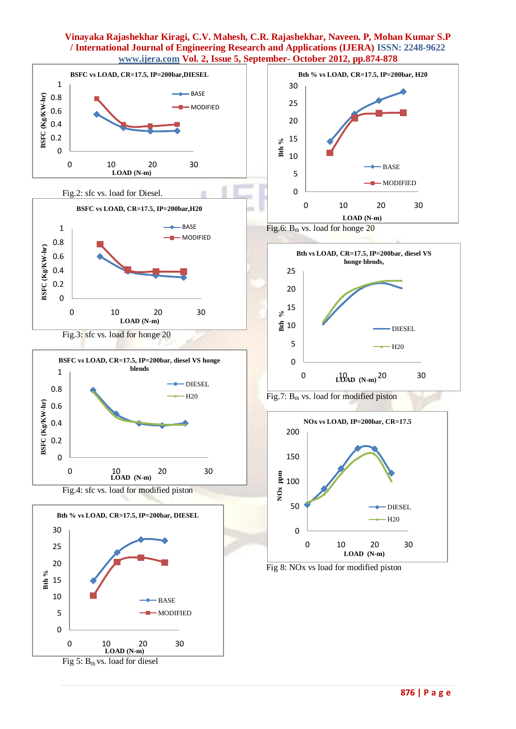BSFC vs LOAD, CR=17.5, IP=200bar,DIESEL

Fig.2: sfc vs. load for Diesel.

BSFC vs LOAD, CR=17.5, IP=200bar,H20

Fig.3: sfc vs. load for honge 20

BSFC vs LOAD, CR=17.5, IP=200bar, diesel VS honge blends

Fig.4: sfc vs. load for modified piston

Bth % vs LOAD, CR=17.5, IP=200bar, DIESEL

Fig 5: $B_{th}$ vs. load for diesel

Bth % vs LOAD, CR=17.5, IP=200bar, H20

Fig.6: $B_{th}$ vs. load for honge 20

Bth vs LOAD, CR=17.5, IP=200bar, diesel VS honge blends,

Fig.7: $B_{th}$ vs. load for modified piston

NOx vs LOAD, IP=200bar, CR=17.5

Fig 8: NOx vs load for modified piston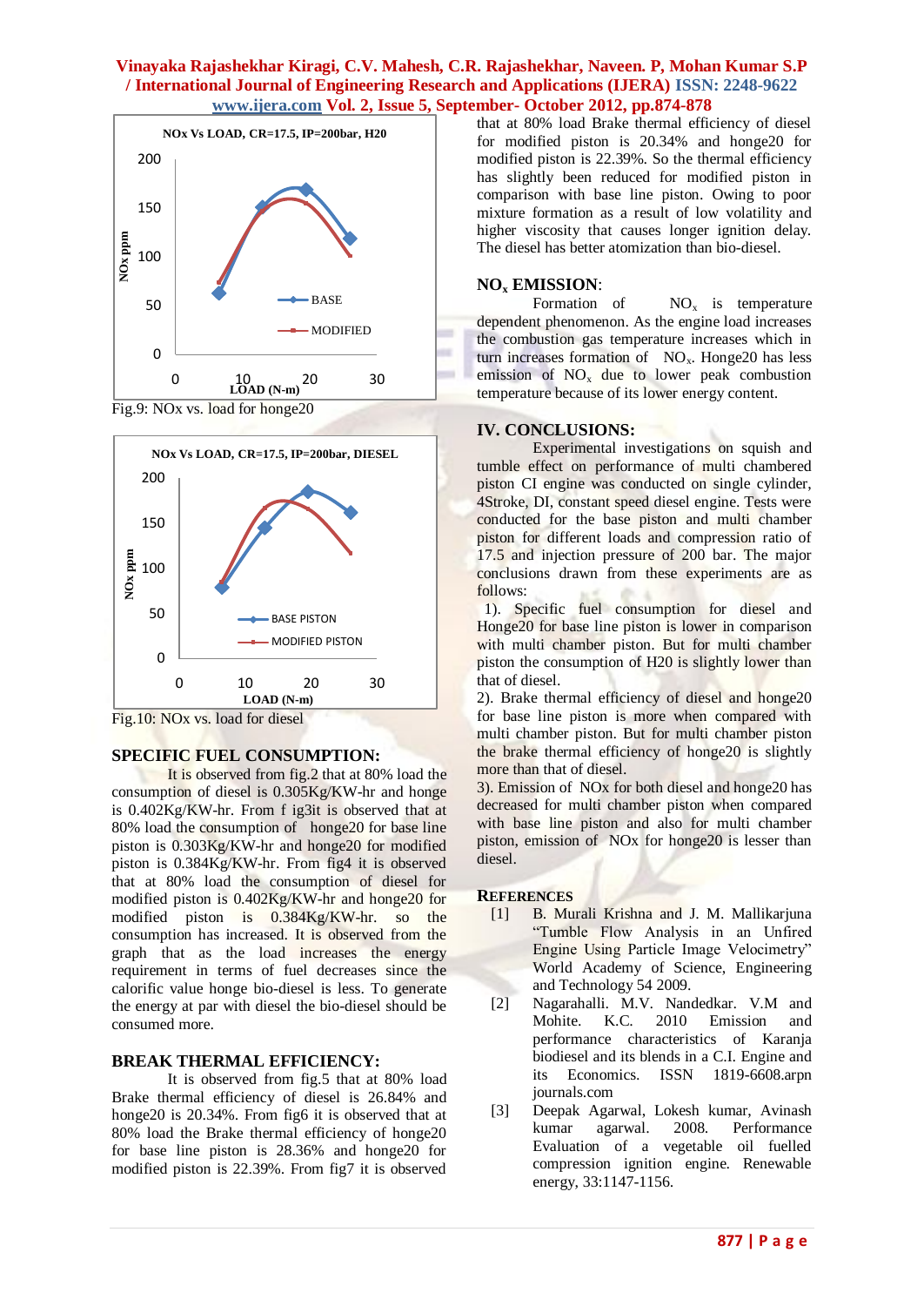Fig.9: NOx vs. load for honge20

Fig.10: NOx vs. load for diesel

## SPECIFIC FUEL CONSUMPTION:

It is observed from fig.2 that at 80% load the consumption of diesel is 0.305Kg/KW-hr and honge is 0.402Kg/KW-hr. From f ig3it is observed that at 80% load the consumption of honge20 for base line piston is 0.303Kg/KW-hr and honge20 for modified piston is 0.384Kg/KW-hr. From fig4 it is observed that at 80% load the consumption of diesel for modified piston is 0.402Kg/KW-hr and honge20 for modified piston is 0.384Kg/KW-hr. so the consumption has increased. It is observed from the graph that as the load increases the energy requirement in terms of fuel decreases since the calorific value honge bio-diesel is less. To generate the energy at par with diesel the bio-diesel should be consumed more.

## BREAK THERMAL EFFICIENCY:

It is observed from fig.5 that at 80% load Brake thermal efficiency of diesel is 26.84% and honge20 is 20.34%. From fig6 it is observed that at 80% load the Brake thermal efficiency of honge20 for base line piston is 28.36% and honge20 for modified piston is 22.39%. From fig7 it is observed that at 80% load Brake thermal efficiency of diesel for modified piston is 20.34% and honge20 for modified piston is 22.39%. So the thermal efficiency has slightly been reduced for modified piston in comparison with base line piston. Owing to poor mixture formation as a result of low volatility and higher viscosity that causes longer ignition delay. The diesel has better atomization than bio-diesel.

## $NO_x$ EMISSION:

Formation of $NO_x$ is temperature dependent phenomenon. As the engine load increases the combustion gas temperature increases which in turn increases formation of $NO_x$. Honge20 has less emission of $NO_x$ due to lower peak combustion temperature because of its lower energy content.

## IV. CONCLUSIONS:

Experimental investigations on squish and tumble effect on performance of multi chambered piston CI engine was conducted on single cylinder, 4Stroke, DI, constant speed diesel engine. Tests were conducted for the base piston and multi chamber piston for different loads and compression ratio of 17.5 and injection pressure of 200 bar. The major conclusions drawn from these experiments are as follows:

1). Specific fuel consumption for diesel and Honge20 for base line piston is lower in comparison with multi chamber piston. But for multi chamber piston the consumption of H20 is slightly lower than that of diesel.

2). Brake thermal efficiency of diesel and honge20 for base line piston is more when compared with multi chamber piston. But for multi chamber piston the brake thermal efficiency of honge20 is slightly more than that of diesel.

3). Emission of NOx for both diesel and honge20 has decreased for multi chamber piston when compared with base line piston and also for multi chamber piston, emission of NOx for honge20 is lesser than diesel.

## REFERENCES

[1] B. Murali Krishna and J. M. Mallikarjuna "Tumble Flow Analysis in an Unfired Engine Using Particle Image Velocimetry" World Academy of Science, Engineering and Technology 54 2009.

[2] Nagarahalli. M.V. Nandedkar. V.M and Mohite. K.C. 2010 Emission and performance characteristics of Karanja biodiesel and its blends in a C.I. Engine and its Economics. ISSN 1819-6608.arpn journals.com

[3] Deepak Agarwal, Lokesh kumar, Avinash kumar agarwal. 2008. Performance Evaluation of a vegetable oil fuelled compression ignition engine. Renewable energy, 33:1147-1156.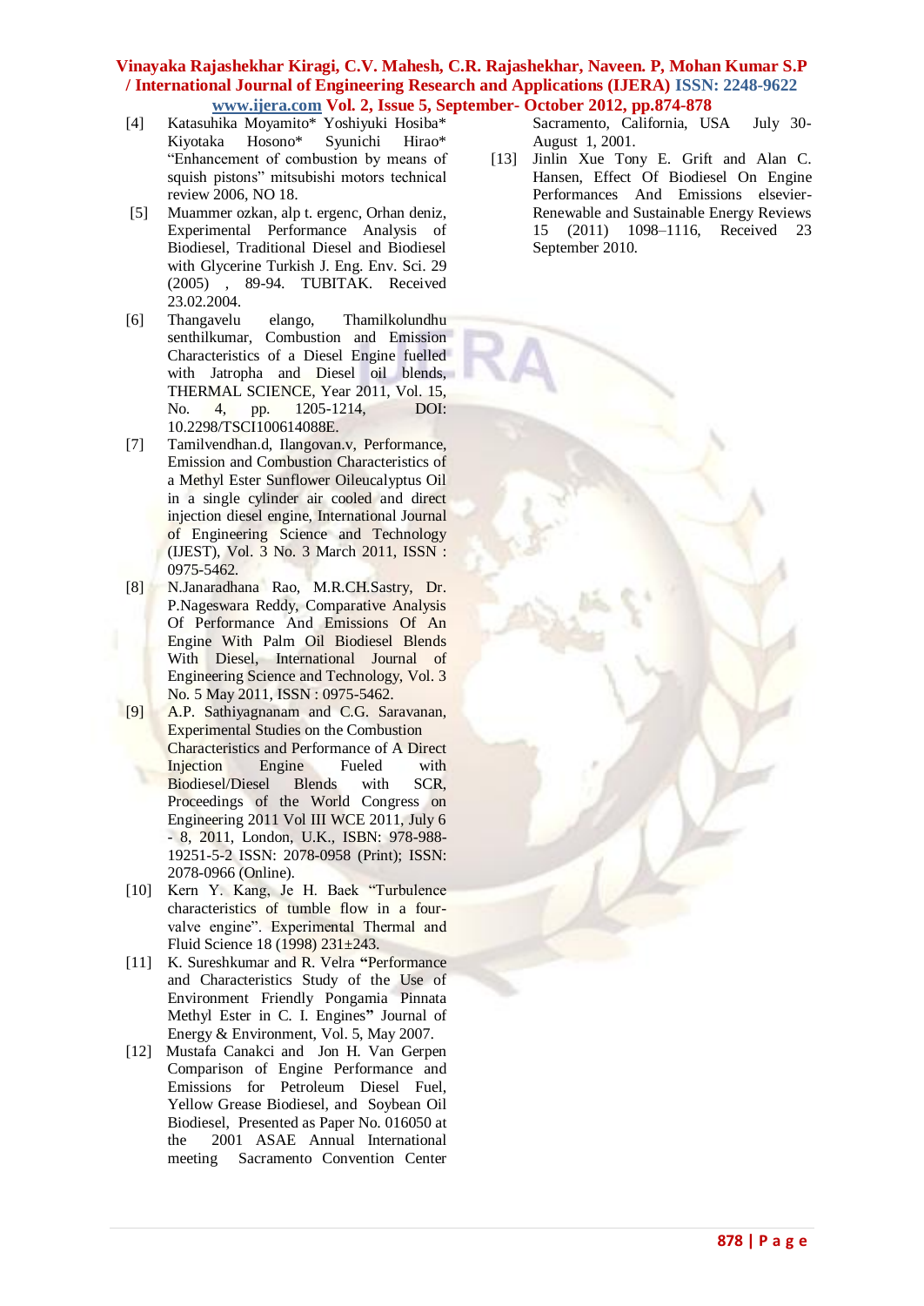[4] Katasuhika Moyamito* Yoshiyuki Hosiba* Kiyotaka Hosono* Syunichi Hirao* "Enhancement of combustion by means of squish pistons" mitsubishi motors technical review 2006, NO 18.

[5] Muammer ozkan, alp t. ergenc, Orhan deniz, Experimental Performance Analysis of Biodiesel, Traditional Diesel and Biodiesel with Glycerine Turkish J. Eng. Env. Sci. 29 (2005) , 89-94. TUBITAK. Received 23.02.2004.

[6] Thangavelu elango, Thamilkolundhu senthilkumar, Combustion and Emission Characteristics of a Diesel Engine fuelled with Jatropha and Diesel oil blends, THERMAL SCIENCE, Year 2011, Vol. 15, No. 4, pp. 1205-1214, DOI: 10.2298/TSCI100614088E.

[7] Tamilvendhan.d, Ilangovan.v, Performance, Emission and Combustion Characteristics of a Methyl Ester Sunflower Oileucalyptus Oil in a single cylinder air cooled and direct injection diesel engine, International Journal of Engineering Science and Technology (IJEST), Vol. 3 No. 3 March 2011, ISSN : 0975-5462.

[8] N.Janaradhana Rao, M.R.CH.Sastry, Dr. P.Nageswara Reddy, Comparative Analysis Of Performance And Emissions Of An Engine With Palm Oil Biodiesel Blends With Diesel, International Journal of Engineering Science and Technology, Vol. 3 No. 5 May 2011, ISSN : 0975-5462.

[9] A.P. Sathiyagnanam and C.G. Saravanan, Experimental Studies on the Combustion Characteristics and Performance of A Direct Injection Engine Fueled with Biodiesel/Diesel Blends with SCR, Proceedings of the World Congress on Engineering 2011 Vol III WCE 2011, July 6 - 8, 2011, London, U.K., ISBN: 978-988-19251-5-2 ISSN: 2078-0958 (Print); ISSN: 2078-0966 (Online).

[10] Kern Y. Kang, Je H. Baek "Turbulence characteristics of tumble flow in a four-valve engine". Experimental Thermal and Fluid Science 18 (1998) 231±243.

[11] K. Sureshkumar and R. Velra **"**Performance and Characteristics Study of the Use of Environment Friendly Pongamia Pinnata Methyl Ester in C. I. Engines**"** Journal of Energy & Environment, Vol. 5, May 2007.

[12] Mustafa Canakci and Jon H. Van Gerpen Comparison of Engine Performance and Emissions for Petroleum Diesel Fuel, Yellow Grease Biodiesel, and Soybean Oil Biodiesel, Presented as Paper No. 016050 at the 2001 ASAE Annual International meeting Sacramento Convention Center Sacramento, California, USA July 30-August 1, 2001.

[13] Jinlin Xue Tony E. Grift and Alan C. Hansen, Effect Of Biodiesel On Engine Performances And Emissions elsevier-Renewable and Sustainable Energy Reviews 15 (2011) 1098–1116, Received 23 September 2010.